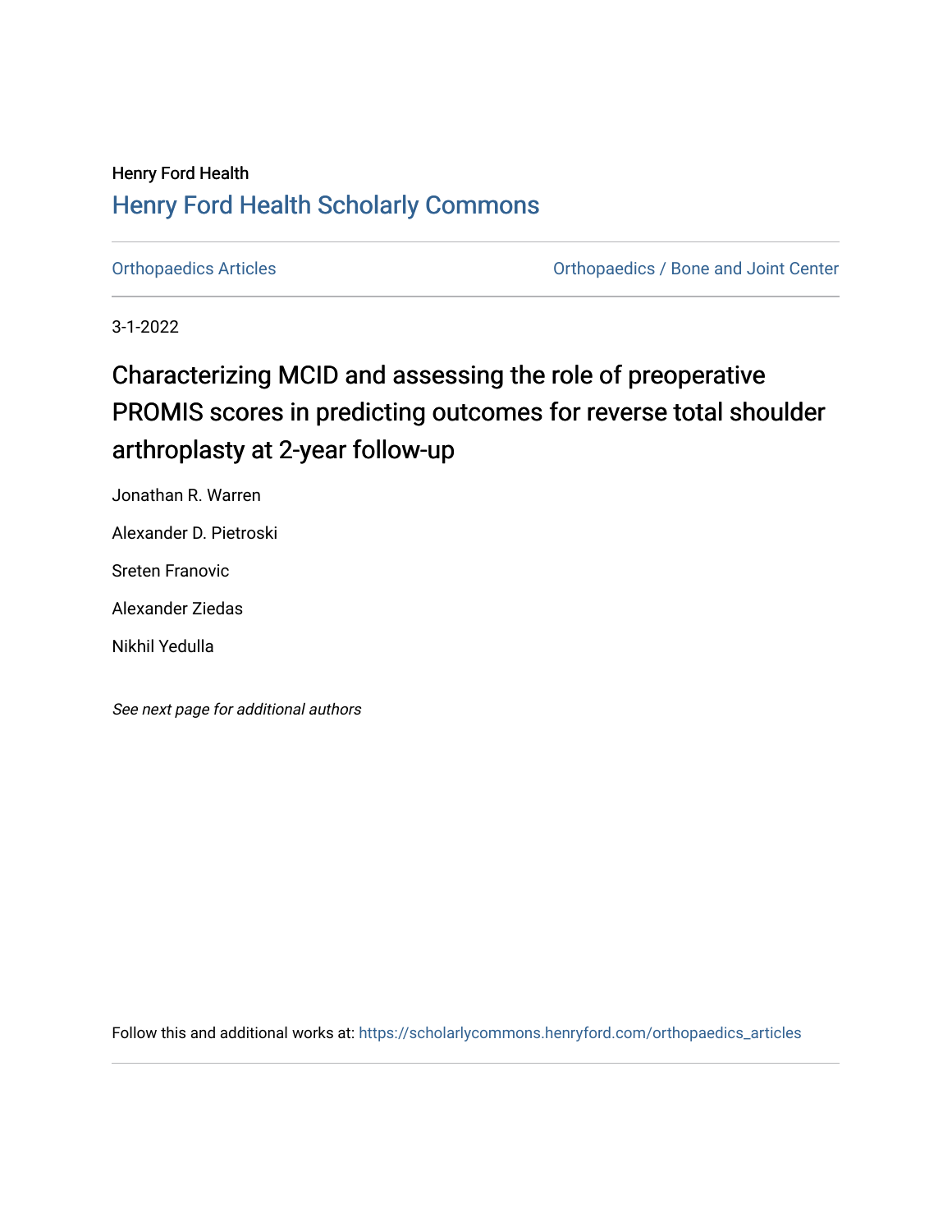Henry Ford Health

## Henry Ford Health Scholarly Commons

Orthopaedics Articles | Orthopaedics / Bone and Joint Center

3-1-2022

# Characterizing MCID and assessing the role of preoperative PROMIS scores in predicting outcomes for reverse total shoulder arthroplasty at 2-year follow-up

Jonathan R. Warren

Alexander D. Pietroski

Sreten Franovic

Alexander Ziedas

Nikhil Yedulla

*See next page for additional authors*

Follow this and additional works at: https://scholarlycommons.henryford.com/orthopaedics_articles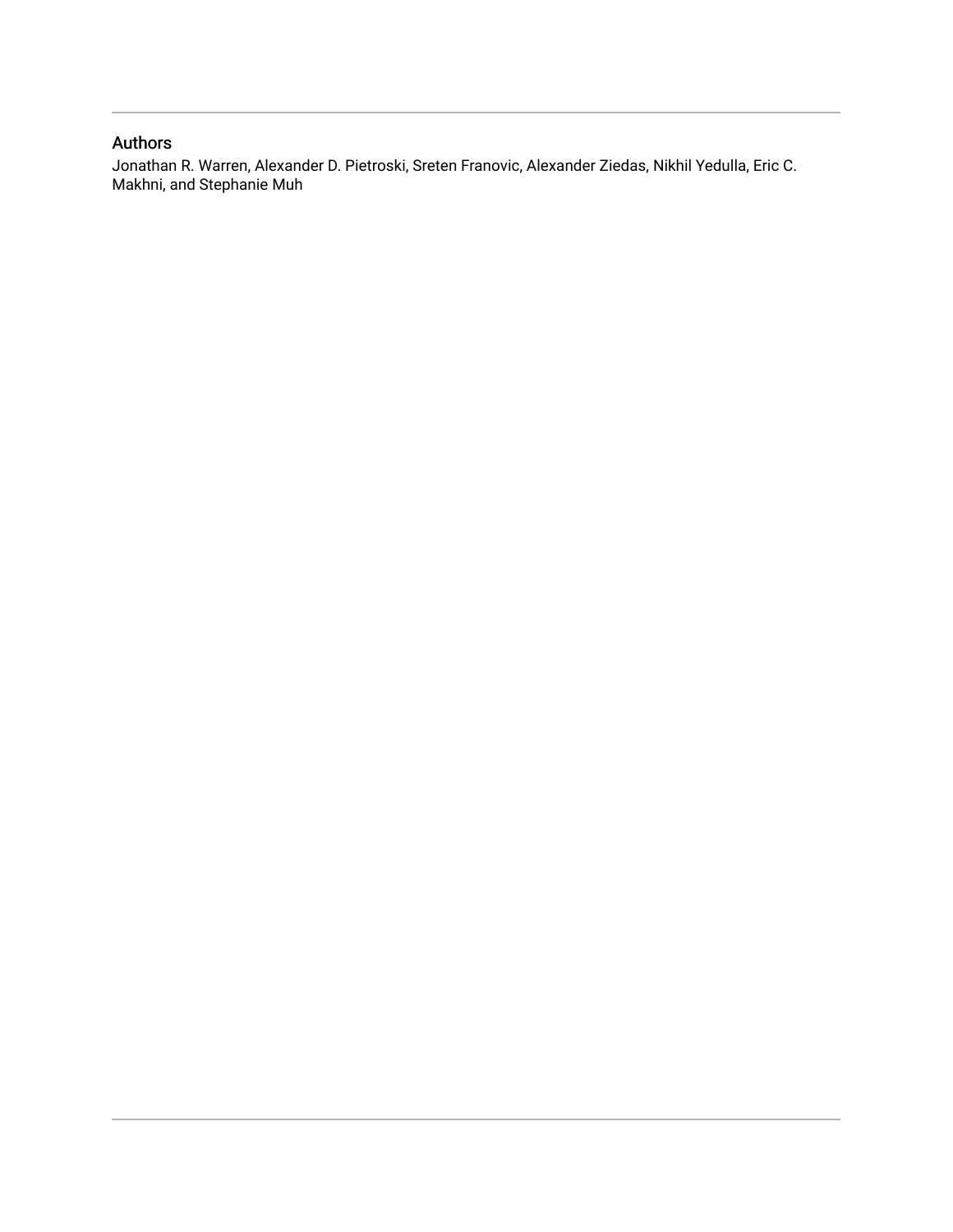## Authors

Jonathan R. Warren, Alexander D. Pietroski, Sreten Franovic, Alexander Ziedas, Nikhil Yedulla, Eric C. Makhni, and Stephanie Muh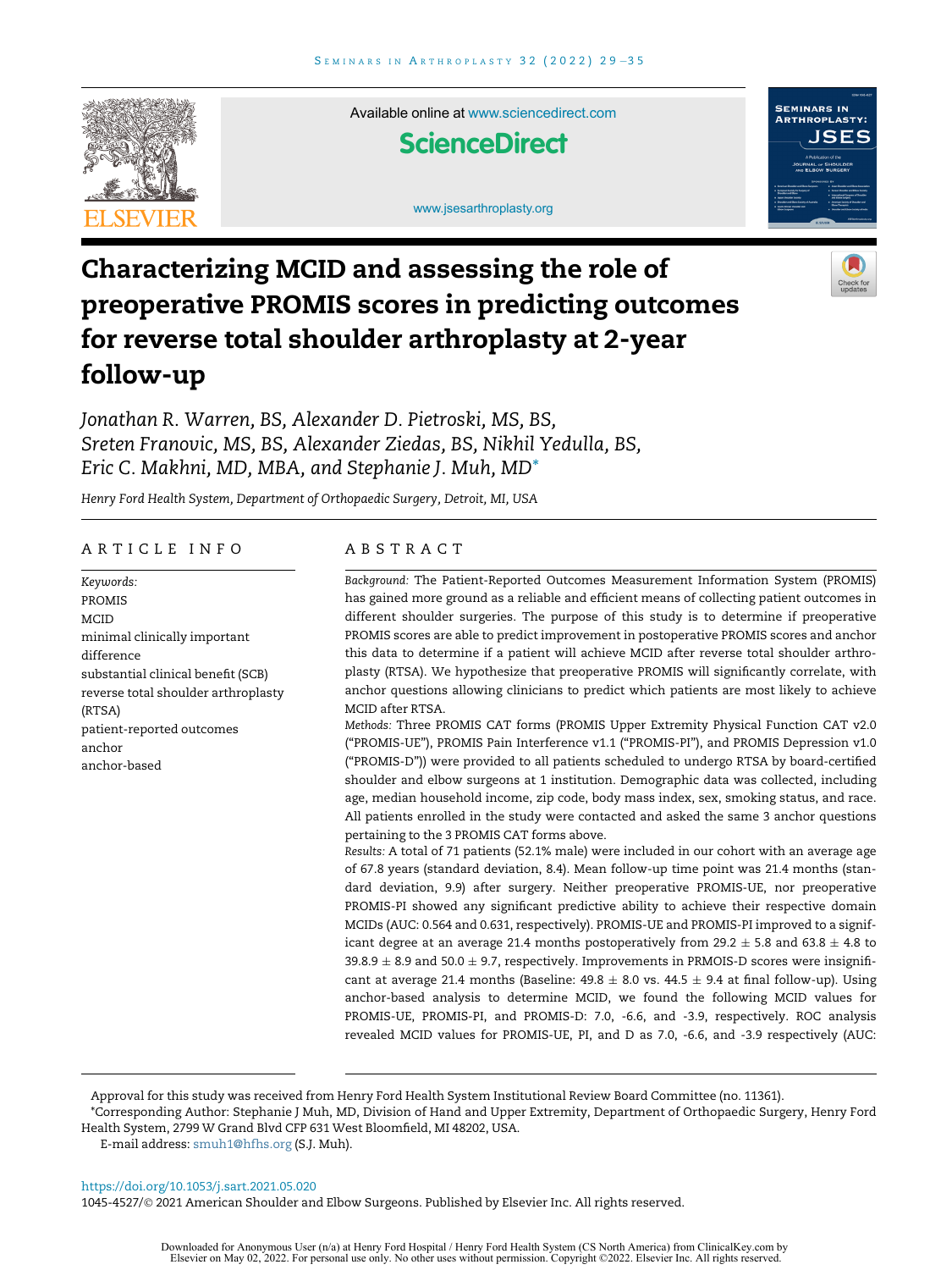# Characterizing MCID and assessing the role of preoperative PROMIS scores in predicting outcomes for reverse total shoulder arthroplasty at 2-year follow-up

*Jonathan R. Warren, BS, Alexander D. Pietroski, MS, BS, Sreten Franovic, MS, BS, Alexander Ziedas, BS, Nikhil Yedulla, BS, Eric C. Makhni, MD, MBA, and Stephanie J. Muh, MD**

*Henry Ford Health System, Department of Orthopaedic Surgery, Detroit, MI, USA*

## ARTICLE INFO

*Keywords:*
PROMIS
MCID
minimal clinically important difference
substantial clinical benefit (SCB)
reverse total shoulder arthroplasty (RTSA)
patient-reported outcomes
anchor
anchor-based

## ABSTRACT

*Background:* The Patient-Reported Outcomes Measurement Information System (PROMIS) has gained more ground as a reliable and efficient means of collecting patient outcomes in different shoulder surgeries. The purpose of this study is to determine if preoperative PROMIS scores are able to predict improvement in postoperative PROMIS scores and anchor this data to determine if a patient will achieve MCID after reverse total shoulder arthroplasty (RTSA). We hypothesize that preoperative PROMIS will significantly correlate, with anchor questions allowing clinicians to predict which patients are most likely to achieve MCID after RTSA.

*Methods:* Three PROMIS CAT forms (PROMIS Upper Extremity Physical Function CAT v2.0 ("PROMIS-UE"), PROMIS Pain Interference v1.1 ("PROMIS-PI"), and PROMIS Depression v1.0 ("PROMIS-D")) were provided to all patients scheduled to undergo RTSA by board-certified shoulder and elbow surgeons at 1 institution. Demographic data was collected, including age, median household income, zip code, body mass index, sex, smoking status, and race. All patients enrolled in the study were contacted and asked the same 3 anchor questions pertaining to the 3 PROMIS CAT forms above.

*Results:* A total of 71 patients (52.1% male) were included in our cohort with an average age of 67.8 years (standard deviation, 8.4). Mean follow-up time point was 21.4 months (standard deviation, 9.9) after surgery. Neither preoperative PROMIS-UE, nor preoperative PROMIS-PI showed any significant predictive ability to achieve their respective domain MCIDs (AUC: 0.564 and 0.631, respectively). PROMIS-UE and PROMIS-PI improved to a significant degree at an average 21.4 months postoperatively from 29.2 ± 5.8 and 63.8 ± 4.8 to 39.8.9 ± 8.9 and 50.0 ± 9.7, respectively. Improvements in PRMOIS-D scores were insignificant at average 21.4 months (Baseline: 49.8 ± 8.0 vs. 44.5 ± 9.4 at final follow-up). Using anchor-based analysis to determine MCID, we found the following MCID values for PROMIS-UE, PROMIS-PI, and PROMIS-D: 7.0, -6.6, and -3.9, respectively. ROC analysis revealed MCID values for PROMIS-UE, PI, and D as 7.0, -6.6, and -3.9 respectively (AUC:

---

Approval for this study was received from Henry Ford Health System Institutional Review Board Committee (no. 11361).

*Corresponding Author: Stephanie J Muh, MD, Division of Hand and Upper Extremity, Department of Orthopaedic Surgery, Henry Ford Health System, 2799 W Grand Blvd CFP 631 West Bloomfield, MI 48202, USA.

E-mail address: smuh1@hfhs.org (S.J. Muh).

https://doi.org/10.1053/j.sart.2021.05.020

1045-4527/© 2021 American Shoulder and Elbow Surgeons. Published by Elsevier Inc. All rights reserved.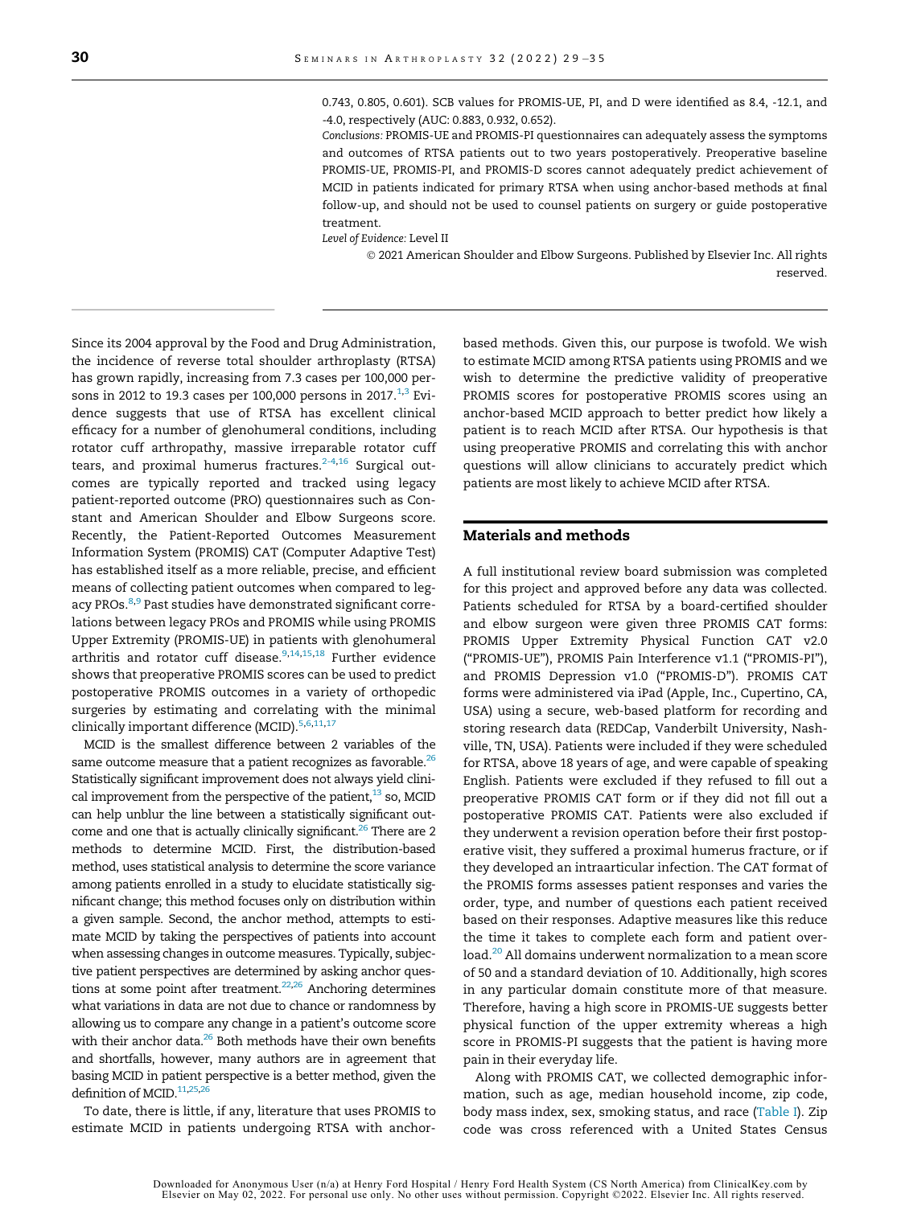0.743, 0.805, 0.601). SCB values for PROMIS-UE, PI, and D were identified as 8.4, -12.1, and -4.0, respectively (AUC: 0.883, 0.932, 0.652).

*Conclusions:* PROMIS-UE and PROMIS-PI questionnaires can adequately assess the symptoms and outcomes of RTSA patients out to two years postoperatively. Preoperative baseline PROMIS-UE, PROMIS-PI, and PROMIS-D scores cannot adequately predict achievement of MCID in patients indicated for primary RTSA when using anchor-based methods at final follow-up, and should not be used to counsel patients on surgery or guide postoperative treatment.

*Level of Evidence:* Level II

© 2021 American Shoulder and Elbow Surgeons. Published by Elsevier Inc. All rights reserved.

Since its 2004 approval by the Food and Drug Administration, the incidence of reverse total shoulder arthroplasty (RTSA) has grown rapidly, increasing from 7.3 cases per 100,000 persons in 2012 to 19.3 cases per 100,000 persons in 2017.[1,3] Evidence suggests that use of RTSA has excellent clinical efficacy for a number of glenohumeral conditions, including rotator cuff arthropathy, massive irreparable rotator cuff tears, and proximal humerus fractures.[2-4,16] Surgical outcomes are typically reported and tracked using legacy patient-reported outcome (PRO) questionnaires such as Constant and American Shoulder and Elbow Surgeons score. Recently, the Patient-Reported Outcomes Measurement Information System (PROMIS) CAT (Computer Adaptive Test) has established itself as a more reliable, precise, and efficient means of collecting patient outcomes when compared to legacy PROs.[8,9] Past studies have demonstrated significant correlations between legacy PROs and PROMIS while using PROMIS Upper Extremity (PROMIS-UE) in patients with glenohumeral arthritis and rotator cuff disease.[9,14,15,18] Further evidence shows that preoperative PROMIS scores can be used to predict postoperative PROMIS outcomes in a variety of orthopedic surgeries by estimating and correlating with the minimal clinically important difference (MCID).[5,6,11,17]

MCID is the smallest difference between 2 variables of the same outcome measure that a patient recognizes as favorable.[26] Statistically significant improvement does not always yield clinical improvement from the perspective of the patient,[13] so, MCID can help unblur the line between a statistically significant outcome and one that is actually clinically significant.[26] There are 2 methods to determine MCID. First, the distribution-based method, uses statistical analysis to determine the score variance among patients enrolled in a study to elucidate statistically significant change; this method focuses only on distribution within a given sample. Second, the anchor method, attempts to estimate MCID by taking the perspectives of patients into account when assessing changes in outcome measures. Typically, subjective patient perspectives are determined by asking anchor questions at some point after treatment.[22,26] Anchoring determines what variations in data are not due to chance or randomness by allowing us to compare any change in a patient's outcome score with their anchor data.[26] Both methods have their own benefits and shortfalls, however, many authors are in agreement that basing MCID in patient perspective is a better method, given the definition of MCID.[11,25,26]

To date, there is little, if any, literature that uses PROMIS to estimate MCID in patients undergoing RTSA with anchor-based methods. Given this, our purpose is twofold. We wish to estimate MCID among RTSA patients using PROMIS and we wish to determine the predictive validity of preoperative PROMIS scores for postoperative PROMIS scores using an anchor-based MCID approach to better predict how likely a patient is to reach MCID after RTSA. Our hypothesis is that using preoperative PROMIS and correlating this with anchor questions will allow clinicians to accurately predict which patients are most likely to achieve MCID after RTSA.

## Materials and methods

A full institutional review board submission was completed for this project and approved before any data was collected. Patients scheduled for RTSA by a board-certified shoulder and elbow surgeon were given three PROMIS CAT forms: PROMIS Upper Extremity Physical Function CAT v2.0 ("PROMIS-UE"), PROMIS Pain Interference v1.1 ("PROMIS-PI"), and PROMIS Depression v1.0 ("PROMIS-D"). PROMIS CAT forms were administered via iPad (Apple, Inc., Cupertino, CA, USA) using a secure, web-based platform for recording and storing research data (REDCap, Vanderbilt University, Nashville, TN, USA). Patients were included if they were scheduled for RTSA, above 18 years of age, and were capable of speaking English. Patients were excluded if they refused to fill out a preoperative PROMIS CAT form or if they did not fill out a postoperative PROMIS CAT. Patients were also excluded if they underwent a revision operation before their first postoperative visit, they suffered a proximal humerus fracture, or if they developed an intraarticular infection. The CAT format of the PROMIS forms assesses patient responses and varies the order, type, and number of questions each patient received based on their responses. Adaptive measures like this reduce the time it takes to complete each form and patient overload.[20] All domains underwent normalization to a mean score of 50 and a standard deviation of 10. Additionally, high scores in any particular domain constitute more of that measure. Therefore, having a high score in PROMIS-UE suggests better physical function of the upper extremity whereas a high score in PROMIS-PI suggests that the patient is having more pain in their everyday life.

Along with PROMIS CAT, we collected demographic information, such as age, median household income, zip code, body mass index, sex, smoking status, and race (Table I). Zip code was cross referenced with a United States Census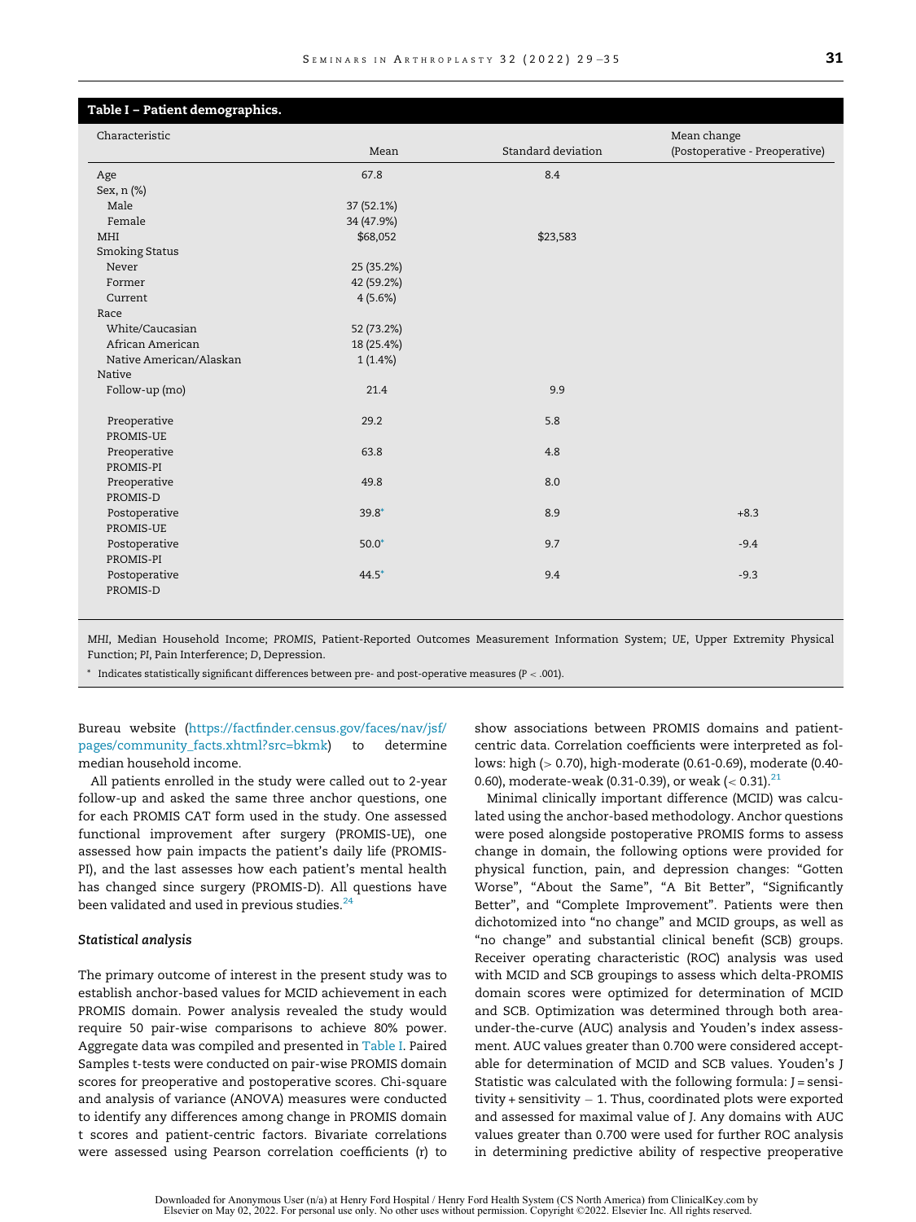**Table I – Patient demographics.**

| Characteristic | Mean | Standard deviation | Mean change (Postoperative - Preoperative) |
|---|---|---|---|
| Age | 67.8 | 8.4 | |
| Sex, n (%) | | | |
| Male | 37 (52.1%) | | |
| Female | 34 (47.9%) | | |
| MHI | $68,052 | $23,583 | |
| Smoking Status | | | |
| Never | 25 (35.2%) | | |
| Former | 42 (59.2%) | | |
| Current | 4 (5.6%) | | |
| Race | | | |
| White/Caucasian | 52 (73.2%) | | |
| African American | 18 (25.4%) | | |
| Native American/Alaskan | 1 (1.4%) | | |
| Native | | | |
| Follow-up (mo) | 21.4 | 9.9 | |
| Preoperative PROMIS-UE | 29.2 | 5.8 | |
| Preoperative PROMIS-PI | 63.8 | 4.8 | |
| Preoperative PROMIS-D | 49.8 | 8.0 | |
| Postoperative PROMIS-UE | 39.8* | 8.9 | +8.3 |
| Postoperative PROMIS-PI | 50.0* | 9.7 | -9.4 |
| Postoperative PROMIS-D | 44.5* | 9.4 | -9.3 |

*MHI*, Median Household Income; *PROMIS*, Patient-Reported Outcomes Measurement Information System; *UE*, Upper Extremity Physical Function; *PI*, Pain Interference; *D*, Depression.

\* Indicates statistically significant differences between pre- and post-operative measures ($P < .001$).

Bureau website (https://factfinder.census.gov/faces/nav/jsf/pages/community_facts.xhtml?src=bkmk) to determine median household income.

All patients enrolled in the study were called out to 2-year follow-up and asked the same three anchor questions, one for each PROMIS CAT form used in the study. One assessed functional improvement after surgery (PROMIS-UE), one assessed how pain impacts the patient's daily life (PROMIS-PI), and the last assesses how each patient's mental health has changed since surgery (PROMIS-D). All questions have been validated and used in previous studies.[24]

### Statistical analysis

The primary outcome of interest in the present study was to establish anchor-based values for MCID achievement in each PROMIS domain. Power analysis revealed the study would require 50 pair-wise comparisons to achieve 80% power. Aggregate data was compiled and presented in Table I. Paired Samples t-tests were conducted on pair-wise PROMIS domain scores for preoperative and postoperative scores. Chi-square and analysis of variance (ANOVA) measures were conducted to identify any differences among change in PROMIS domain t scores and patient-centric factors. Bivariate correlations were assessed using Pearson correlation coefficients (r) to show associations between PROMIS domains and patient-centric data. Correlation coefficients were interpreted as follows: high (> 0.70), high-moderate (0.61-0.69), moderate (0.40-0.60), moderate-weak (0.31-0.39), or weak (< 0.31).[21]

Minimal clinically important difference (MCID) was calculated using the anchor-based methodology. Anchor questions were posed alongside postoperative PROMIS forms to assess change in domain, the following options were provided for physical function, pain, and depression changes: "Gotten Worse", "About the Same", "A Bit Better", "Significantly Better", and "Complete Improvement". Patients were then dichotomized into "no change" and MCID groups, as well as "no change" and substantial clinical benefit (SCB) groups. Receiver operating characteristic (ROC) analysis was used with MCID and SCB groupings to assess which delta-PROMIS domain scores were optimized for determination of MCID and SCB. Optimization was determined through both area-under-the-curve (AUC) analysis and Youden's index assessment. AUC values greater than 0.700 were considered acceptable for determination of MCID and SCB values. Youden's J Statistic was calculated with the following formula: $J = \text{sensitivity} + \text{sensitivity} - 1$. Thus, coordinated plots were exported and assessed for maximal value of *J*. Any domains with AUC values greater than 0.700 were used for further ROC analysis in determining predictive ability of respective preoperative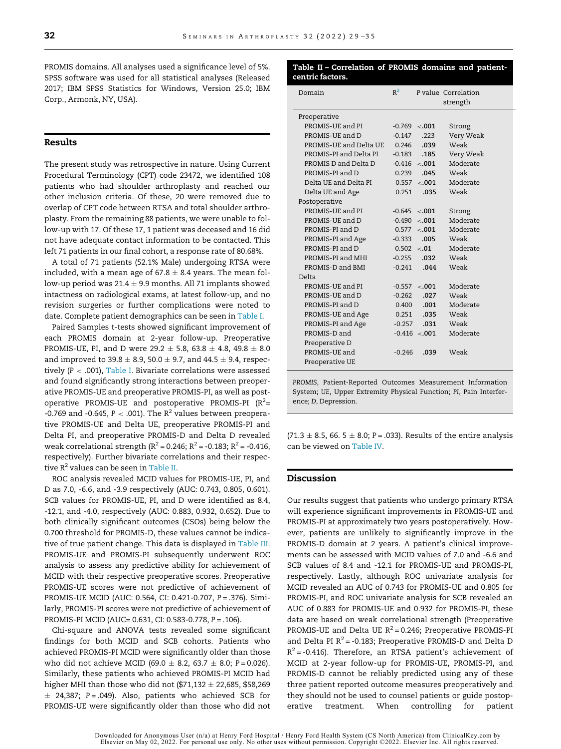PROMIS domains. All analyses used a significance level of 5%. SPSS software was used for all statistical analyses (Released 2017; IBM SPSS Statistics for Windows, Version 25.0; IBM Corp., Armonk, NY, USA).

## Results

The present study was retrospective in nature. Using Current Procedural Terminology (CPT) code 23472, we identified 108 patients who had shoulder arthroplasty and reached our other inclusion criteria. Of these, 20 were removed due to overlap of CPT code between RTSA and total shoulder arthroplasty. From the remaining 88 patients, we were unable to follow-up with 17. Of these 17, 1 patient was deceased and 16 did not have adequate contact information to be contacted. This left 71 patients in our final cohort, a response rate of 80.68%.

A total of 71 patients (52.1% Male) undergoing RTSA were included, with a mean age of 67.8 ± 8.4 years. The mean follow-up period was 21.4 ± 9.9 months. All 71 implants showed intactness on radiological exams, at latest follow-up, and no revision surgeries or further complications were noted to date. Complete patient demographics can be seen in Table I.

Paired Samples t-tests showed significant improvement of each PROMIS domain at 2-year follow-up. Preoperative PROMIS-UE, PI, and D were 29.2 ± 5.8, 63.8 ± 4.8, 49.8 ± 8.0 and improved to 39.8 ± 8.9, 50.0 ± 9.7, and 44.5 ± 9.4, respectively ($P < .001$), Table I. Bivariate correlations were assessed and found significantly strong interactions between preoperative PROMIS-UE and preoperative PROMIS-PI, as well as postoperative PROMIS-UE and postoperative PROMIS-PI ($R^2$= -0.769 and -0.645, $P < .001$). The $R^2$ values between preoperative PROMIS-UE and Delta UE, preoperative PROMIS-PI and Delta PI, and preoperative PROMIS-D and Delta D revealed weak correlational strength ($R^2$ = 0.246; $R^2$ = -0.183; $R^2$ = -0.416, respectively). Further bivariate correlations and their respective $R^2$ values can be seen in Table II.

ROC analysis revealed MCID values for PROMIS-UE, PI, and D as 7.0, -6.6, and -3.9 respectively (AUC: 0.743, 0.805, 0.601). SCB values for PROMIS-UE, PI, and D were identified as 8.4, -12.1, and -4.0, respectively (AUC: 0.883, 0.932, 0.652). Due to both clinically significant outcomes (CSOs) being below the 0.700 threshold for PROMIS-D, these values cannot be indicative of true patient change. This data is displayed in Table III. PROMIS-UE and PROMIS-PI subsequently underwent ROC analysis to assess any predictive ability for achievement of MCID with their respective preoperative scores. Preoperative PROMIS-UE scores were not predictive of achievement of PROMIS-UE MCID (AUC: 0.564, CI: 0.421-0.707, $P$ = .376). Similarly, PROMIS-PI scores were not predictive of achievement of PROMIS-PI MCID (AUC= 0.631, CI: 0.583-0.778, $P$ = .106).

Chi-square and ANOVA tests revealed some significant findings for both MCID and SCB cohorts. Patients who achieved PROMIS-PI MCID were significantly older than those who did not achieve MCID (69.0 ± 8.2, 63.7 ± 8.0; $P$ = 0.026). Similarly, these patients who achieved PROMIS-PI MCID had higher MHI than those who did not ($71,132 ± 22,685, $58,269 ± 24,387; $P$ = .049). Also, patients who achieved SCB for PROMIS-UE were significantly older than those who did not (71.3 ± 8.5, 66. 5 ± 8.0; $P$ = .033). Results of the entire analysis can be viewed on Table IV.

**Table II – Correlation of PROMIS domains and patient-centric factors.**

| Domain | $R^2$ | *P* value | Correlation strength |
|---|---|---|---|
| Preoperative | | | |
| PROMIS-UE and PI | -0.769 | **<.001** | Strong |
| PROMIS-UE and D | -0.147 | .223 | Very Weak |
| PROMIS-UE and Delta UE | 0.246 | **.039** | Weak |
| PROMIS-PI and Delta PI | -0.183 | **.185** | Very Weak |
| PROMIS D and Delta D | -0.416 | **<.001** | Moderate |
| PROMIS-PI and D | 0.239 | **.045** | Weak |
| Delta UE and Delta PI | 0.557 | **<.001** | Moderate |
| Delta UE and Age | 0.251 | **.035** | Weak |
| Postoperative | | | |
| PROMIS-UE and PI | -0.645 | **<.001** | Strong |
| PROMIS-UE and D | -0.490 | **<.001** | Moderate |
| PROMIS-PI and D | 0.577 | **<.001** | Moderate |
| PROMIS-PI and Age | -0.333 | **.005** | Weak |
| PROMIS-PI and D | 0.502 | **<.01** | Moderate |
| PROMIS-PI and MHI | -0.255 | **.032** | Weak |
| PROMIS-D and BMI | -0.241 | **.044** | Weak |
| Delta | | | |
| PROMIS-UE and PI | -0.557 | **<.001** | Moderate |
| PROMIS-UE and D | -0.262 | **.027** | Weak |
| PROMIS-PI and D | 0.400 | **.001** | Moderate |
| PROMIS-UE and Age | 0.251 | **.035** | Weak |
| PROMIS-PI and Age | -0.257 | **.031** | Weak |
| PROMIS-D and Preoperative D | -0.416 | **<.001** | Moderate |
| PROMIS-UE and Preoperative UE | -0.246 | **.039** | Weak |

*PROMIS*, Patient-Reported Outcomes Measurement Information System; *UE*, Upper Extremity Physical Function; *PI*, Pain Interference; *D*, Depression.

## Discussion

Our results suggest that patients who undergo primary RTSA will experience significant improvements in PROMIS-UE and PROMIS-PI at approximately two years postoperatively. However, patients are unlikely to significantly improve in the PROMIS-D domain at 2 years. A patient's clinical improvements can be assessed with MCID values of 7.0 and -6.6 and SCB values of 8.4 and -12.1 for PROMIS-UE and PROMIS-PI, respectively. Lastly, although ROC univariate analysis for MCID revealed an AUC of 0.743 for PROMIS-UE and 0.805 for PROMIS-PI, and ROC univariate analysis for SCB revealed an AUC of 0.883 for PROMIS-UE and 0.932 for PROMIS-PI, these data are based on weak correlational strength (Preoperative PROMIS-UE and Delta UE $R^2$ = 0.246; Preoperative PROMIS-PI and Delta PI $R^2$ = -0.183; Preoperative PROMIS-D and Delta D $R^2$ = -0.416). Therefore, an RTSA patient's achievement of MCID at 2-year follow-up for PROMIS-UE, PROMIS-PI, and PROMIS-D cannot be reliably predicted using any of these three patient reported outcome measures preoperatively and they should not be used to counsel patients or guide postoperative treatment. When controlling for patient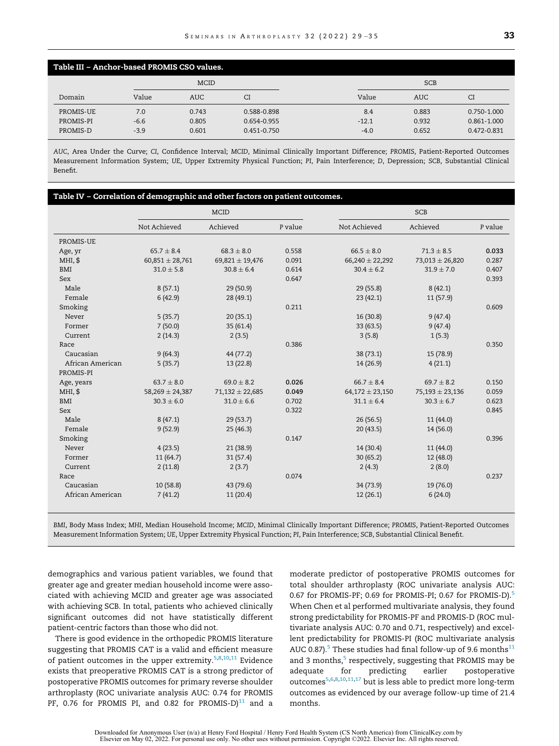**Table III – Anchor-based PROMIS CSO values.**

| Domain | MCID | | | SCB | | |
|---|---|---|---|---|---|---|
| | Value | AUC | CI | Value | AUC | CI |
| PROMIS-UE | 7.0 | 0.743 | 0.588-0.898 | 8.4 | 0.883 | 0.750-1.000 |
| PROMIS-PI | -6.6 | 0.805 | 0.654-0.955 | -12.1 | 0.932 | 0.861-1.000 |
| PROMIS-D | -3.9 | 0.601 | 0.451-0.750 | -4.0 | 0.652 | 0.472-0.831 |

*AUC*, Area Under the Curve; *CI*, Confidence Interval; *MCID*, Minimal Clinically Important Difference; *PROMIS*, Patient-Reported Outcomes Measurement Information System; *UE*, Upper Extremity Physical Function; *PI*, Pain Interference; *D*, Depression; *SCB*, Substantial Clinical Benefit.

**Table IV – Correlation of demographic and other factors on patient outcomes.**

| | MCID | | | SCB | | |
|---|---|---|---|---|---|---|
| | Not Achieved | Achieved | *P* value | Not Achieved | Achieved | *P* value |
| PROMIS-UE | | | | | | |
| Age, yr | 65.7 ± 8.4 | 68.3 ± 8.0 | 0.558 | 66.5 ± 8.0 | 71.3 ± 8.5 | **0.033** |
| MHI, $ | 60,851 ± 28,761 | 69,821 ± 19,476 | 0.091 | 66,240 ± 22,292 | 73,013 ± 26,820 | 0.287 |
| BMI | 31.0 ± 5.8 | 30.8 ± 6.4 | 0.614 | 30.4 ± 6.2 | 31.9 ± 7.0 | 0.407 |
| Sex | | | 0.647 | | | 0.393 |
| Male | 8 (57.1) | 29 (50.9) | | 29 (55.8) | 8 (42.1) | |
| Female | 6 (42.9) | 28 (49.1) | | 23 (42.1) | 11 (57.9) | |
| Smoking | | | 0.211 | | | 0.609 |
| Never | 5 (35.7) | 20 (35.1) | | 16 (30.8) | 9 (47.4) | |
| Former | 7 (50.0) | 35 (61.4) | | 33 (63.5) | 9 (47.4) | |
| Current | 2 (14.3) | 2 (3.5) | | 3 (5.8) | 1 (5.3) | |
| Race | | | 0.386 | | | 0.350 |
| Caucasian | 9 (64.3) | 44 (77.2) | | 38 (73.1) | 15 (78.9) | |
| African American | 5 (35.7) | 13 (22.8) | | 14 (26.9) | 4 (21.1) | |
| PROMIS-PI | | | | | | |
| Age, years | 63.7 ± 8.0 | 69.0 ± 8.2 | **0.026** | 66.7 ± 8.4 | 69.7 ± 8.2 | 0.150 |
| MHI, $ | 58,269 ± 24,387 | 71,132 ± 22,685 | **0.049** | 64,172 ± 23,150 | 75,193 ± 23,136 | 0.059 |
| BMI | 30.3 ± 6.0 | 31.0 ± 6.6 | 0.702 | 31.1 ± 6.4 | 30.3 ± 6.7 | 0.623 |
| Sex | | | 0.322 | | | 0.845 |
| Male | 8 (47.1) | 29 (53.7) | | 26 (56.5) | 11 (44.0) | |
| Female | 9 (52.9) | 25 (46.3) | | 20 (43.5) | 14 (56.0) | |
| Smoking | | | 0.147 | | | 0.396 |
| Never | 4 (23.5) | 21 (38.9) | | 14 (30.4) | 11 (44.0) | |
| Former | 11 (64.7) | 31 (57.4) | | 30 (65.2) | 12 (48.0) | |
| Current | 2 (11.8) | 2 (3.7) | | 2 (4.3) | 2 (8.0) | |
| Race | | | 0.074 | | | 0.237 |
| Caucasian | 10 (58.8) | 43 (79.6) | | 34 (73.9) | 19 (76.0) | |
| African American | 7 (41.2) | 11 (20.4) | | 12 (26.1) | 6 (24.0) | |

*BMI*, Body Mass Index; *MHI*, Median Household Income; *MCID*, Minimal Clinically Important Difference; *PROMIS*, Patient-Reported Outcomes Measurement Information System; *UE*, Upper Extremity Physical Function; *PI*, Pain Interference; *SCB*, Substantial Clinical Benefit.

demographics and various patient variables, we found that greater age and greater median household income were associated with achieving MCID and greater age was associated with achieving SCB. In total, patients who achieved clinically significant outcomes did not have statistically different patient-centric factors than those who did not.

There is good evidence in the orthopedic PROMIS literature suggesting that PROMIS CAT is a valid and efficient measure of patient outcomes in the upper extremity.[5,8,10,11] Evidence exists that preoperative PROMIS CAT is a strong predictor of postoperative PROMIS outcomes for primary reverse shoulder arthroplasty (ROC univariate analysis AUC: 0.74 for PROMIS PF, 0.76 for PROMIS PI, and 0.82 for PROMIS-D)[11] and a moderate predictor of postoperative PROMIS outcomes for total shoulder arthroplasty (ROC univariate analysis AUC: 0.67 for PROMIS-PF; 0.69 for PROMIS-PI; 0.67 for PROMIS-D).[5] When Chen et al performed multivariate analysis, they found strong predictability for PROMIS-PF and PROMIS-D (ROC multivariate analysis AUC: 0.70 and 0.71, respectively) and excellent predictability for PROMIS-PI (ROC multivariate analysis AUC 0.87).[5] These studies had final follow-up of 9.6 months[11] and 3 months,[5] respectively, suggesting that PROMIS may be adequate for predicting earlier postoperative outcomes[5,6,8,10,11,17] but is less able to predict more long-term outcomes as evidenced by our average follow-up time of 21.4 months.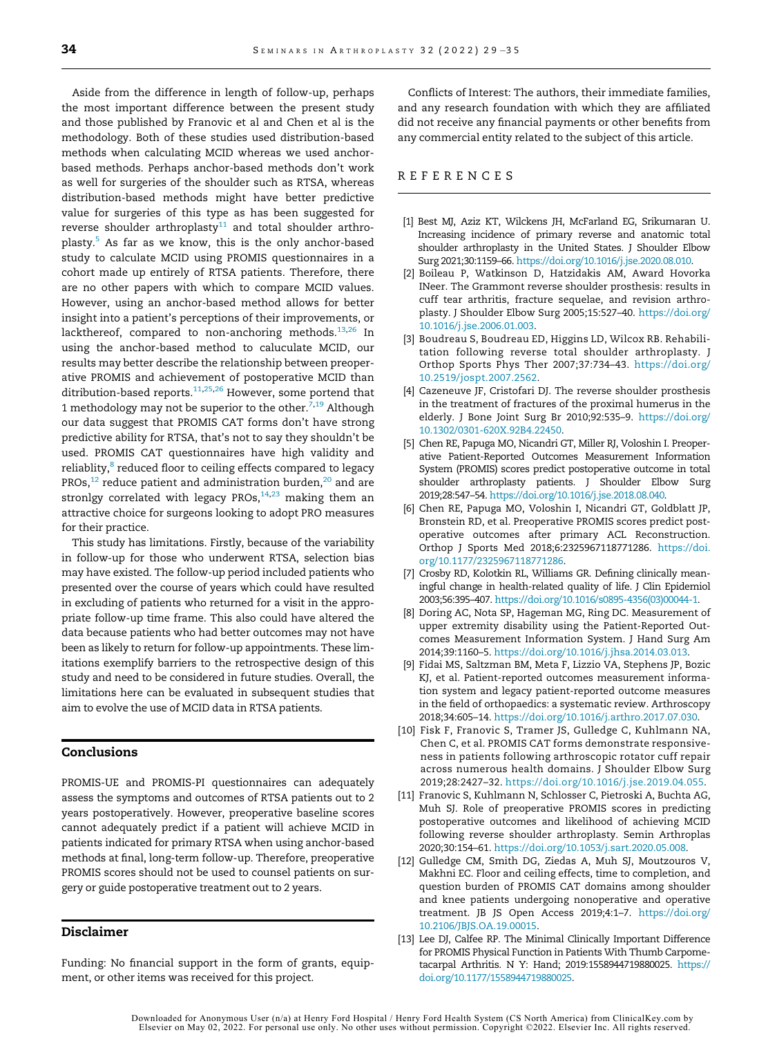Aside from the difference in length of follow-up, perhaps the most important difference between the present study and those published by Franovic et al and Chen et al is the methodology. Both of these studies used distribution-based methods when calculating MCID whereas we used anchor-based methods. Perhaps anchor-based methods don't work as well for surgeries of the shoulder such as RTSA, whereas distribution-based methods might have better predictive value for surgeries of this type as has been suggested for reverse shoulder arthroplasty[11] and total shoulder arthroplasty.[5] As far as we know, this is the only anchor-based study to calculate MCID using PROMIS questionnaires in a cohort made up entirely of RTSA patients. Therefore, there are no other papers with which to compare MCID values. However, using an anchor-based method allows for better insight into a patient's perceptions of their improvements, or lackthereof, compared to non-anchoring methods.[13,26] In using the anchor-based method to caluculate MCID, our results may better describe the relationship between preoperative PROMIS and achievement of postoperative MCID than ditribution-based reports.[11,25,26] However, some portend that 1 methodology may not be superior to the other.[7,19] Although our data suggest that PROMIS CAT forms don't have strong predictive ability for RTSA, that's not to say they shouldn't be used. PROMIS CAT questionnaires have high validity and reliablity,[8] reduced floor to ceiling effects compared to legacy PROs,[12] reduce patient and administration burden,[20] and are stronlgy correlated with legacy PROs,[14,23] making them an attractive choice for surgeons looking to adopt PRO measures for their practice.

This study has limitations. Firstly, because of the variability in follow-up for those who underwent RTSA, selection bias may have existed. The follow-up period included patients who presented over the course of years which could have resulted in excluding of patients who returned for a visit in the appropriate follow-up time frame. This also could have altered the data because patients who had better outcomes may not have been as likely to return for follow-up appointments. These limitations exemplify barriers to the retrospective design of this study and need to be considered in future studies. Overall, the limitations here can be evaluated in subsequent studies that aim to evolve the use of MCID data in RTSA patients.

## Conclusions

PROMIS-UE and PROMIS-PI questionnaires can adequately assess the symptoms and outcomes of RTSA patients out to 2 years postoperatively. However, preoperative baseline scores cannot adequately predict if a patient will achieve MCID in patients indicated for primary RTSA when using anchor-based methods at final, long-term follow-up. Therefore, preoperative PROMIS scores should not be used to counsel patients on surgery or guide postoperative treatment out to 2 years.

## Disclaimer

Funding: No financial support in the form of grants, equipment, or other items was received for this project.

Conflicts of Interest: The authors, their immediate families, and any research foundation with which they are affiliated did not receive any financial payments or other benefits from any commercial entity related to the subject of this article.

## REFERENCES

[1] Best MJ, Aziz KT, Wilckens JH, McFarland EG, Srikumaran U. Increasing incidence of primary reverse and anatomic total shoulder arthroplasty in the United States. J Shoulder Elbow Surg 2021;30:1159–66. https://doi.org/10.1016/j.jse.2020.08.010.

[2] Boileau P, Watkinson D, Hatzidakis AM, Award Hovorka INeer. The Grammont reverse shoulder prosthesis: results in cuff tear arthritis, fracture sequelae, and revision arthroplasty. J Shoulder Elbow Surg 2005;15:527–40. https://doi.org/10.1016/j.jse.2006.01.003.

[3] Boudreau S, Boudreau ED, Higgins LD, Wilcox RB. Rehabilitation following reverse total shoulder arthroplasty. J Orthop Sports Phys Ther 2007;37:734–43. https://doi.org/10.2519/jospt.2007.2562.

[4] Cazeneuve JF, Cristofari DJ. The reverse shoulder prosthesis in the treatment of fractures of the proximal humerus in the elderly. J Bone Joint Surg Br 2010;92:535–9. https://doi.org/10.1302/0301-620X.92B4.22450.

[5] Chen RE, Papuga MO, Nicandri GT, Miller RJ, Voloshin I. Preoperative Patient-Reported Outcomes Measurement Information System (PROMIS) scores predict postoperative outcome in total shoulder arthroplasty patients. J Shoulder Elbow Surg 2019;28:547–54. https://doi.org/10.1016/j.jse.2018.08.040.

[6] Chen RE, Papuga MO, Voloshin I, Nicandri GT, Goldblatt JP, Bronstein RD, et al. Preoperative PROMIS scores predict postoperative outcomes after primary ACL Reconstruction. Orthop J Sports Med 2018;6:2325967118771286. https://doi.org/10.1177/2325967118771286.

[7] Crosby RD, Kolotkin RL, Williams GR. Defining clinically meaningful change in health-related quality of life. J Clin Epidemiol 2003;56:395–407. https://doi.org/10.1016/s0895-4356(03)00044-1.

[8] Doring AC, Nota SP, Hageman MG, Ring DC. Measurement of upper extremity disability using the Patient-Reported Outcomes Measurement Information System. J Hand Surg Am 2014;39:1160–5. https://doi.org/10.1016/j.jhsa.2014.03.013.

[9] Fidai MS, Saltzman BM, Meta F, Lizzio VA, Stephens JP, Bozic KJ, et al. Patient-reported outcomes measurement information system and legacy patient-reported outcome measures in the field of orthopaedics: a systematic review. Arthroscopy 2018;34:605–14. https://doi.org/10.1016/j.arthro.2017.07.030.

[10] Fisk F, Franovic S, Tramer JS, Gulledge C, Kuhlmann NA, Chen C, et al. PROMIS CAT forms demonstrate responsiveness in patients following arthroscopic rotator cuff repair across numerous health domains. J Shoulder Elbow Surg 2019;28:2427–32. https://doi.org/10.1016/j.jse.2019.04.055.

[11] Franovic S, Kuhlmann N, Schlosser C, Pietroski A, Buchta AG, Muh SJ. Role of preoperative PROMIS scores in predicting postoperative outcomes and likelihood of achieving MCID following reverse shoulder arthroplasty. Semin Arthroplas 2020;30:154–61. https://doi.org/10.1053/j.sart.2020.05.008.

[12] Gulledge CM, Smith DG, Ziedas A, Muh SJ, Moutzouros V, Makhni EC. Floor and ceiling effects, time to completion, and question burden of PROMIS CAT domains among shoulder and knee patients undergoing nonoperative and operative treatment. JB JS Open Access 2019;4:1–7. https://doi.org/10.2106/JBJS.OA.19.00015.

[13] Lee DJ, Calfee RP. The Minimal Clinically Important Difference for PROMIS Physical Function in Patients With Thumb Carpometacarpal Arthritis. N Y: Hand; 2019:1558944719880025. https://doi.org/10.1177/1558944719880025.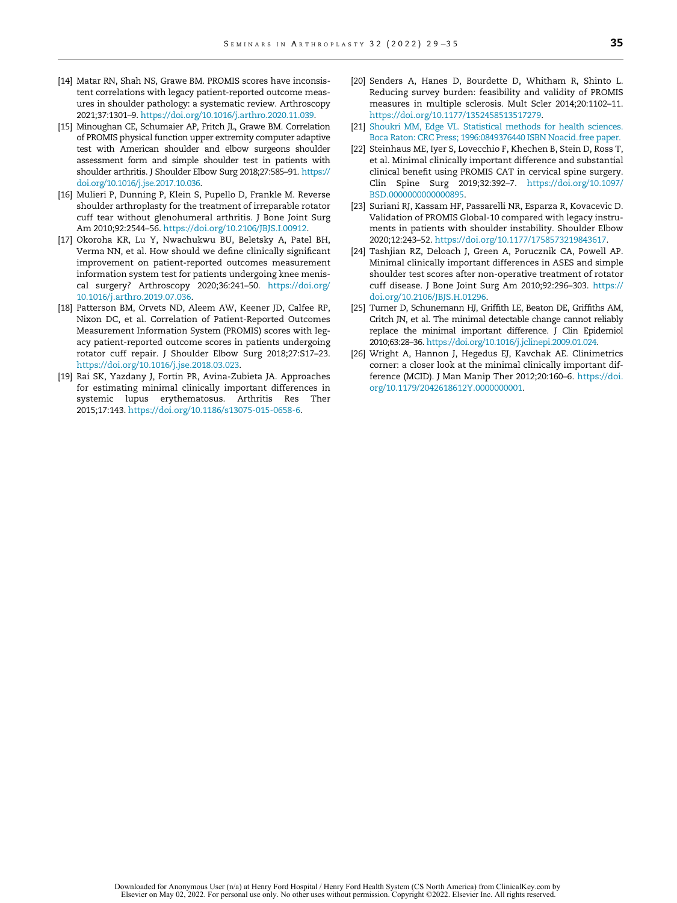[14] Matar RN, Shah NS, Grawe BM. PROMIS scores have inconsistent correlations with legacy patient-reported outcome measures in shoulder pathology: a systematic review. Arthroscopy 2021;37:1301–9. https://doi.org/10.1016/j.arthro.2020.11.039.

[15] Minoughan CE, Schumaier AP, Fritch JL, Grawe BM. Correlation of PROMIS physical function upper extremity computer adaptive test with American shoulder and elbow surgeons shoulder assessment form and simple shoulder test in patients with shoulder arthritis. J Shoulder Elbow Surg 2018;27:585–91. https://doi.org/10.1016/j.jse.2017.10.036.

[16] Mulieri P, Dunning P, Klein S, Pupello D, Frankle M. Reverse shoulder arthroplasty for the treatment of irreparable rotator cuff tear without glenohumeral arthritis. J Bone Joint Surg Am 2010;92:2544–56. https://doi.org/10.2106/JBJS.I.00912.

[17] Okoroha KR, Lu Y, Nwachukwu BU, Beletsky A, Patel BH, Verma NN, et al. How should we define clinically significant improvement on patient-reported outcomes measurement information system test for patients undergoing knee meniscal surgery? Arthroscopy 2020;36:241–50. https://doi.org/10.1016/j.arthro.2019.07.036.

[18] Patterson BM, Orvets ND, Aleem AW, Keener JD, Calfee RP, Nixon DC, et al. Correlation of Patient-Reported Outcomes Measurement Information System (PROMIS) scores with legacy patient-reported outcome scores in patients undergoing rotator cuff repair. J Shoulder Elbow Surg 2018;27:S17–23. https://doi.org/10.1016/j.jse.2018.03.023.

[19] Rai SK, Yazdany J, Fortin PR, Avina-Zubieta JA. Approaches for estimating minimal clinically important differences in systemic lupus erythematosus. Arthritis Res Ther 2015;17:143. https://doi.org/10.1186/s13075-015-0658-6.

[20] Senders A, Hanes D, Bourdette D, Whitham R, Shinto L. Reducing survey burden: feasibility and validity of PROMIS measures in multiple sclerosis. Mult Scler 2014;20:1102–11. https://doi.org/10.1177/1352458513517279.

[21] Shoukri MM, Edge VL. Statistical methods for health sciences. Boca Raton: CRC Press; 1996:0849376440 ISBN Noacid_free paper.

[22] Steinhaus ME, Iyer S, Lovecchio F, Khechen B, Stein D, Ross T, et al. Minimal clinically important difference and substantial clinical benefit using PROMIS CAT in cervical spine surgery. Clin Spine Surg 2019;32:392–7. https://doi.org/10.1097/BSD.0000000000000895.

[23] Suriani RJ, Kassam HF, Passarelli NR, Esparza R, Kovacevic D. Validation of PROMIS Global-10 compared with legacy instruments in patients with shoulder instability. Shoulder Elbow 2020;12:243–52. https://doi.org/10.1177/1758573219843617.

[24] Tashjian RZ, Deloach J, Green A, Porucznik CA, Powell AP. Minimal clinically important differences in ASES and simple shoulder test scores after non-operative treatment of rotator cuff disease. J Bone Joint Surg Am 2010;92:296–303. https://doi.org/10.2106/JBJS.H.01296.

[25] Turner D, Schunemann HJ, Griffith LE, Beaton DE, Griffiths AM, Critch JN, et al. The minimal detectable change cannot reliably replace the minimal important difference. J Clin Epidemiol 2010;63:28–36. https://doi.org/10.1016/j.jclinepi.2009.01.024.

[26] Wright A, Hannon J, Hegedus EJ, Kavchak AE. Clinimetrics corner: a closer look at the minimal clinically important difference (MCID). J Man Manip Ther 2012;20:160–6. https://doi.org/10.1179/2042618612Y.0000000001.

Downloaded for Anonymous User (n/a) at Henry Ford Hospital / Henry Ford Health System (CS North America) from ClinicalKey.com by Elsevier on May 02, 2022. For personal use only. No other uses without permission. Copyright ©2022. Elsevier Inc. All rights reserved.